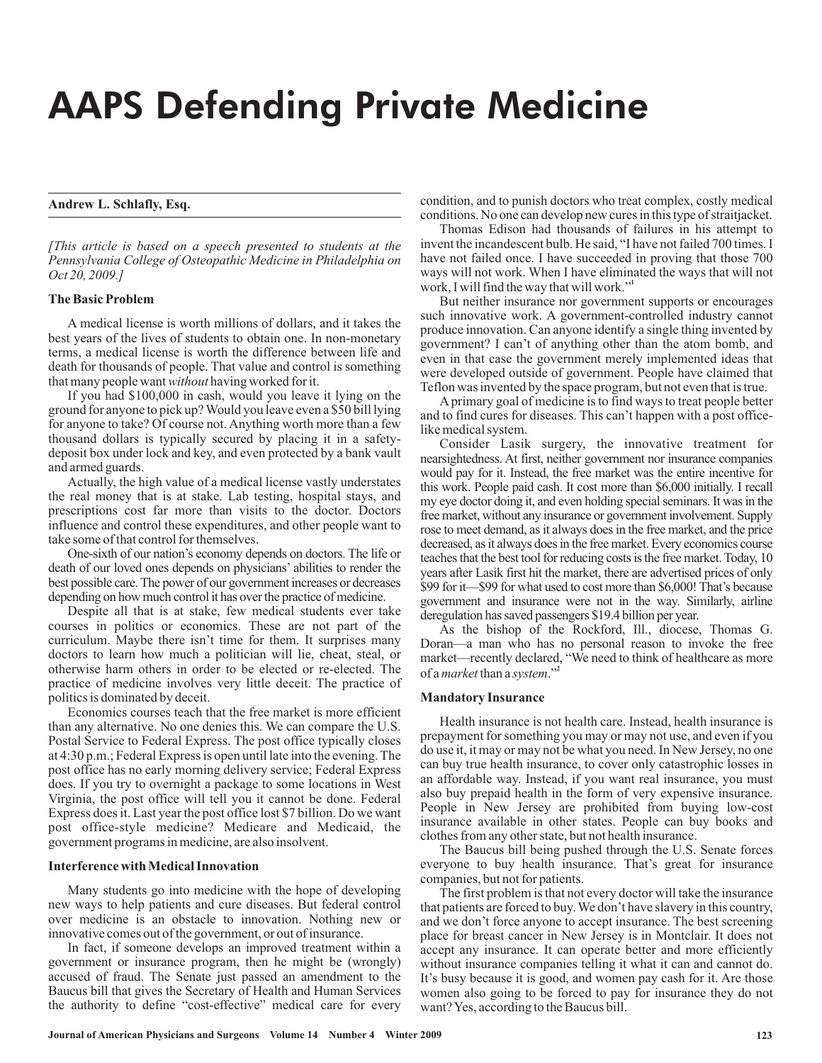# AAPS Defending Private Medicine

**Andrew L. Schlafly, Esq.**

*[This article is based on a speech presented to students at the Pennsylvania College of Osteopathic Medicine in Philadelphia on Oct 20, 2009.]*

**The Basic Problem**

A medical license is worth millions of dollars, and it takes the best years of the lives of students to obtain one. In non-monetary terms, a medical license is worth the difference between life and death for thousands of people. That value and control is something that many people want *without* having worked for it.

If you had $100,000 in cash, would you leave it lying on the ground for anyone to pick up? Would you leave even a $50 bill lying for anyone to take? Of course not. Anything worth more than a few thousand dollars is typically secured by placing it in a safety-deposit box under lock and key, and even protected by a bank vault and armed guards.

Actually, the high value of a medical license vastly understates the real money that is at stake. Lab testing, hospital stays, and prescriptions cost far more than visits to the doctor. Doctors influence and control these expenditures, and other people want to take some of that control for themselves.

One-sixth of our nation's economy depends on doctors. The life or death of our loved ones depends on physicians' abilities to render the best possible care. The power of our government increases or decreases depending on how much control it has over the practice of medicine.

Despite all that is at stake, few medical students ever take courses in politics or economics. These are not part of the curriculum. Maybe there isn't time for them. It surprises many doctors to learn how much a politician will lie, cheat, steal, or otherwise harm others in order to be elected or re-elected. The practice of medicine involves very little deceit. The practice of politics is dominated by deceit.

Economics courses teach that the free market is more efficient than any alternative. No one denies this. We can compare the U.S. Postal Service to Federal Express. The post office typically closes at 4:30 p.m.; Federal Express is open until late into the evening. The post office has no early morning delivery service; Federal Express does. If you try to overnight a package to some locations in West Virginia, the post office will tell you it cannot be done. Federal Express does it. Last year the post office lost $7 billion. Do we want post office-style medicine? Medicare and Medicaid, the government programs in medicine, are also insolvent.

**Interference with Medical Innovation**

Many students go into medicine with the hope of developing new ways to help patients and cure diseases. But federal control over medicine is an obstacle to innovation. Nothing new or innovative comes out of the government, or out of insurance.

In fact, if someone develops an improved treatment within a government or insurance program, then he might be (wrongly) accused of fraud. The Senate just passed an amendment to the Baucus bill that gives the Secretary of Health and Human Services the authority to define "cost-effective" medical care for every condition, and to punish doctors who treat complex, costly medical conditions. No one can develop new cures in this type of straitjacket.

Thomas Edison had thousands of failures in his attempt to invent the incandescent bulb. He said, "I have not failed 700 times. I have not failed once. I have succeeded in proving that those 700 ways will not work. When I have eliminated the ways that will not work, I will find the way that will work."[1]

But neither insurance nor government supports or encourages such innovative work. A government-controlled industry cannot produce innovation. Can anyone identify a single thing invented by government? I can't of anything other than the atom bomb, and even in that case the government merely implemented ideas that were developed outside of government. People have claimed that Teflon was invented by the space program, but not even that is true.

A primary goal of medicine is to find ways to treat people better and to find cures for diseases. This can't happen with a post office-like medical system.

Consider Lasik surgery, the innovative treatment for nearsightedness. At first, neither government nor insurance companies would pay for it. Instead, the free market was the entire incentive for this work. People paid cash. It cost more than $6,000 initially. I recall my eye doctor doing it, and even holding special seminars. It was in the free market, without any insurance or government involvement. Supply rose to meet demand, as it always does in the free market, and the price decreased, as it always does in the free market. Every economics course teaches that the best tool for reducing costs is the free market. Today, 10 years after Lasik first hit the market, there are advertised prices of only $99 for it—$99 for what used to cost more than $6,000! That's because government and insurance were not in the way. Similarly, airline deregulation has saved passengers $19.4 billion per year.

As the bishop of the Rockford, Ill., diocese, Thomas G. Doran—a man who has no personal reason to invoke the free market—recently declared, "We need to think of healthcare as more of a *market* than a *system*."[2]

**Mandatory Insurance**

Health insurance is not health care. Instead, health insurance is prepayment for something you may or may not use, and even if you do use it, it may or may not be what you need. In New Jersey, no one can buy true health insurance, to cover only catastrophic losses in an affordable way. Instead, if you want real insurance, you must also buy prepaid health in the form of very expensive insurance. People in New Jersey are prohibited from buying low-cost insurance available in other states. People can buy books and clothes from any other state, but not health insurance.

The Baucus bill being pushed through the U.S. Senate forces everyone to buy health insurance. That's great for insurance companies, but not for patients.

The first problem is that not every doctor will take the insurance that patients are forced to buy. We don't have slavery in this country, and we don't force anyone to accept insurance. The best screening place for breast cancer in New Jersey is in Montclair. It does not accept any insurance. It can operate better and more efficiently without insurance companies telling it what it can and cannot do. It's busy because it is good, and women pay cash for it. Are those women also going to be forced to pay for insurance they do not want? Yes, according to the Baucus bill.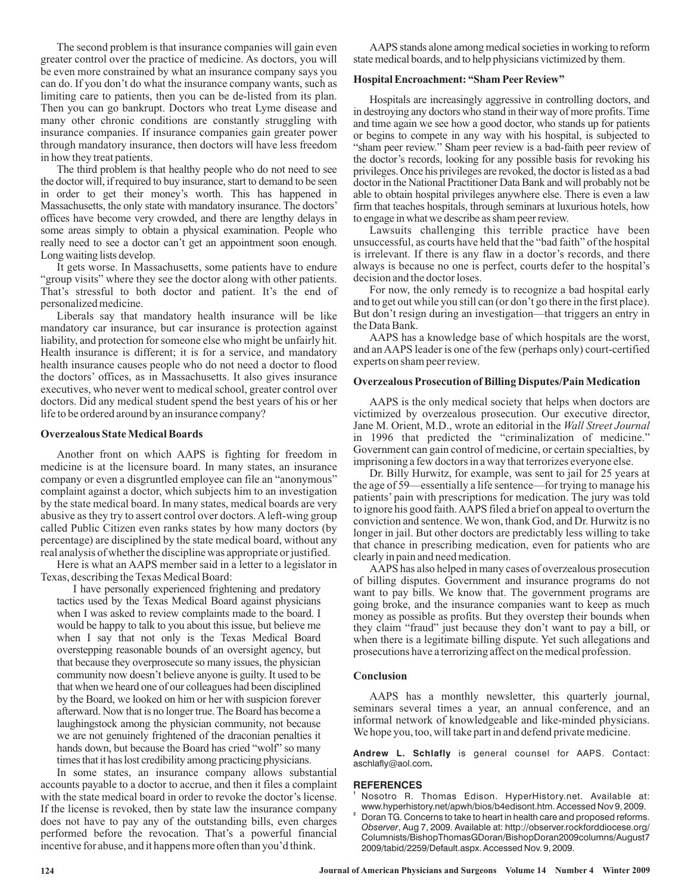The second problem is that insurance companies will gain even greater control over the practice of medicine. As doctors, you will be even more constrained by what an insurance company says you can do. If you don't do what the insurance company wants, such as limiting care to patients, then you can be de-listed from its plan. Then you can go bankrupt. Doctors who treat Lyme disease and many other chronic conditions are constantly struggling with insurance companies. If insurance companies gain greater power through mandatory insurance, then doctors will have less freedom in how they treat patients.

The third problem is that healthy people who do not need to see the doctor will, if required to buy insurance, start to demand to be seen in order to get their money's worth. This has happened in Massachusetts, the only state with mandatory insurance. The doctors' offices have become very crowded, and there are lengthy delays in some areas simply to obtain a physical examination. People who really need to see a doctor can't get an appointment soon enough. Long waiting lists develop.

It gets worse. In Massachusetts, some patients have to endure "group visits" where they see the doctor along with other patients. That's stressful to both doctor and patient. It's the end of personalized medicine.

Liberals say that mandatory health insurance will be like mandatory car insurance, but car insurance is protection against liability, and protection for someone else who might be unfairly hit. Health insurance is different; it is for a service, and mandatory health insurance causes people who do not need a doctor to flood the doctors' offices, as in Massachusetts. It also gives insurance executives, who never went to medical school, greater control over doctors. Did any medical student spend the best years of his or her life to be ordered around by an insurance company?

### Overzealous State Medical Boards

Another front on which AAPS is fighting for freedom in medicine is at the licensure board. In many states, an insurance company or even a disgruntled employee can file an "anonymous" complaint against a doctor, which subjects him to an investigation by the state medical board. In many states, medical boards are very abusive as they try to assert control over doctors. A left-wing group called Public Citizen even ranks states by how many doctors (by percentage) are disciplined by the state medical board, without any real analysis of whether the discipline was appropriate or justified.

Here is what an AAPS member said in a letter to a legislator in Texas, describing the Texas Medical Board:

> I have personally experienced frightening and predatory tactics used by the Texas Medical Board against physicians when I was asked to review complaints made to the board. I would be happy to talk to you about this issue, but believe me when I say that not only is the Texas Medical Board overstepping reasonable bounds of an oversight agency, but that because they overprosecute so many issues, the physician community now doesn't believe anyone is guilty. It used to be that when we heard one of our colleagues had been disciplined by the Board, we looked on him or her with suspicion forever afterward. Now that is no longer true. The Board has become a laughingstock among the physician community, not because we are not genuinely frightened of the draconian penalties it hands down, but because the Board has cried "wolf" so many times that it has lost credibility among practicing physicians.

In some states, an insurance company allows substantial accounts payable to a doctor to accrue, and then it files a complaint with the state medical board in order to revoke the doctor's license. If the license is revoked, then by state law the insurance company does not have to pay any of the outstanding bills, even charges performed before the revocation. That's a powerful financial incentive for abuse, and it happens more often than you'd think.

AAPS stands alone among medical societies in working to reform state medical boards, and to help physicians victimized by them.

### Hospital Encroachment: "Sham Peer Review"

Hospitals are increasingly aggressive in controlling doctors, and in destroying any doctors who stand in their way of more profits. Time and time again we see how a good doctor, who stands up for patients or begins to compete in any way with his hospital, is subjected to "sham peer review." Sham peer review is a bad-faith peer review of the doctor's records, looking for any possible basis for revoking his privileges. Once his privileges are revoked, the doctor is listed as a bad doctor in the National Practitioner Data Bank and will probably not be able to obtain hospital privileges anywhere else. There is even a law firm that teaches hospitals, through seminars at luxurious hotels, how to engage in what we describe as sham peer review.

Lawsuits challenging this terrible practice have been unsuccessful, as courts have held that the "bad faith" of the hospital is irrelevant. If there is any flaw in a doctor's records, and there always is because no one is perfect, courts defer to the hospital's decision and the doctor loses.

For now, the only remedy is to recognize a bad hospital early and to get out while you still can (or don't go there in the first place). But don't resign during an investigation—that triggers an entry in the Data Bank.

AAPS has a knowledge base of which hospitals are the worst, and an AAPS leader is one of the few (perhaps only) court-certified experts on sham peer review.

### Overzealous Prosecution of Billing Disputes/Pain Medication

AAPS is the only medical society that helps when doctors are victimized by overzealous prosecution. Our executive director, Jane M. Orient, M.D., wrote an editorial in the *Wall Street Journal* in 1996 that predicted the "criminalization of medicine." Government can gain control of medicine, or certain specialties, by imprisoning a few doctors in a way that terrorizes everyone else.

Dr. Billy Hurwitz, for example, was sent to jail for 25 years at the age of 59—essentially a life sentence—for trying to manage his patients' pain with prescriptions for medication. The jury was told to ignore his good faith. AAPS filed a brief on appeal to overturn the conviction and sentence. We won, thank God, and Dr. Hurwitz is no longer in jail. But other doctors are predictably less willing to take that chance in prescribing medication, even for patients who are clearly in pain and need medication.

AAPS has also helped in many cases of overzealous prosecution of billing disputes. Government and insurance programs do not want to pay bills. We know that. The government programs are going broke, and the insurance companies want to keep as much money as possible as profits. But they overstep their bounds when they claim "fraud" just because they don't want to pay a bill, or when there is a legitimate billing dispute. Yet such allegations and prosecutions have a terrorizing affect on the medical profession.

### Conclusion

AAPS has a monthly newsletter, this quarterly journal, seminars several times a year, an annual conference, and an informal network of knowledgeable and like-minded physicians. We hope you, too, will take part in and defend private medicine.

**Andrew L. Schlafly** is general counsel for AAPS. Contact: aschlafly@aol.com.

### REFERENCES

1. Nosotro R. Thomas Edison. HyperHistory.net. Available at: www.hyperhistory.net/apwh/bios/b4edisont.htm. Accessed Nov 9, 2009.
2. Doran TG. Concerns to take to heart in health care and proposed reforms. *Observer*, Aug 7, 2009. Available at: http://observer.rockforddiocese.org/Columnists/BishopThomasGDoran/BishopDoran2009columns/August72009/tabid/2259/Default.aspx. Accessed Nov. 9, 2009.